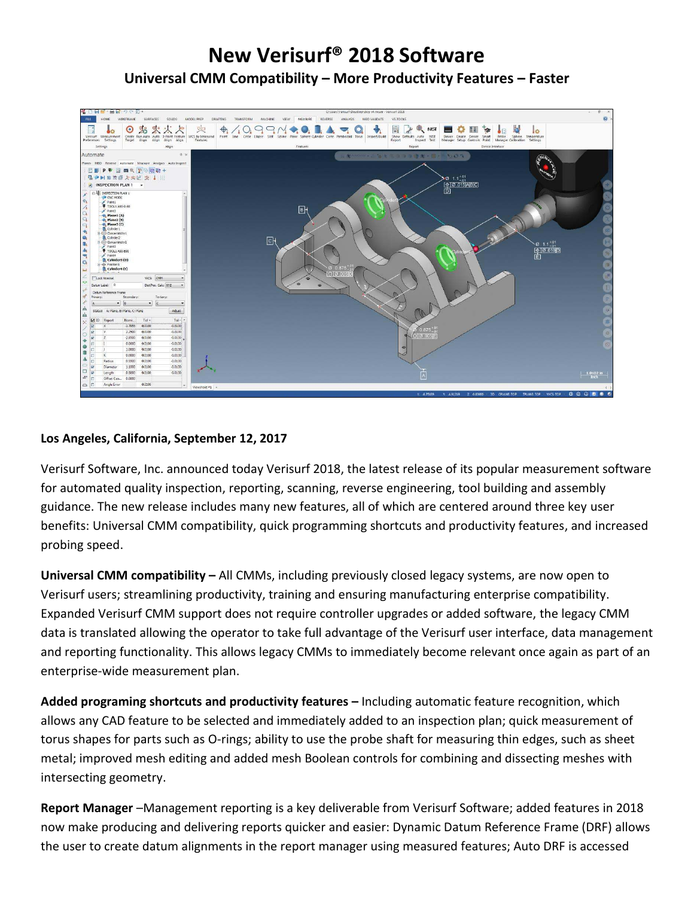# New Verisurf® 2018 Software

## Universal CMM Compatibility – More Productivity Features – Faster

**Los Angeles, California, September 12, 2017**

Verisurf Software, Inc. announced today Verisurf 2018, the latest release of its popular measurement software for automated quality inspection, reporting, scanning, reverse engineering, tool building and assembly guidance. The new release includes many new features, all of which are centered around three key user benefits: Universal CMM compatibility, quick programming shortcuts and productivity features, and increased probing speed.

**Universal CMM compatibility –** All CMMs, including previously closed legacy systems, are now open to Verisurf users; streamlining productivity, training and ensuring manufacturing enterprise compatibility. Expanded Verisurf CMM support does not require controller upgrades or added software, the legacy CMM data is translated allowing the operator to take full advantage of the Verisurf user interface, data management and reporting functionality. This allows legacy CMMs to immediately become relevant once again as part of an enterprise-wide measurement plan.

**Added programing shortcuts and productivity features –** Including automatic feature recognition, which allows any CAD feature to be selected and immediately added to an inspection plan; quick measurement of torus shapes for parts such as O-rings; ability to use the probe shaft for measuring thin edges, such as sheet metal; improved mesh editing and added mesh Boolean controls for combining and dissecting meshes with intersecting geometry.

**Report Manager** –Management reporting is a key deliverable from Verisurf Software; added features in 2018 now make producing and delivering reports quicker and easier: Dynamic Datum Reference Frame (DRF) allows the user to create datum alignments in the report manager using measured features; Auto DRF is accessed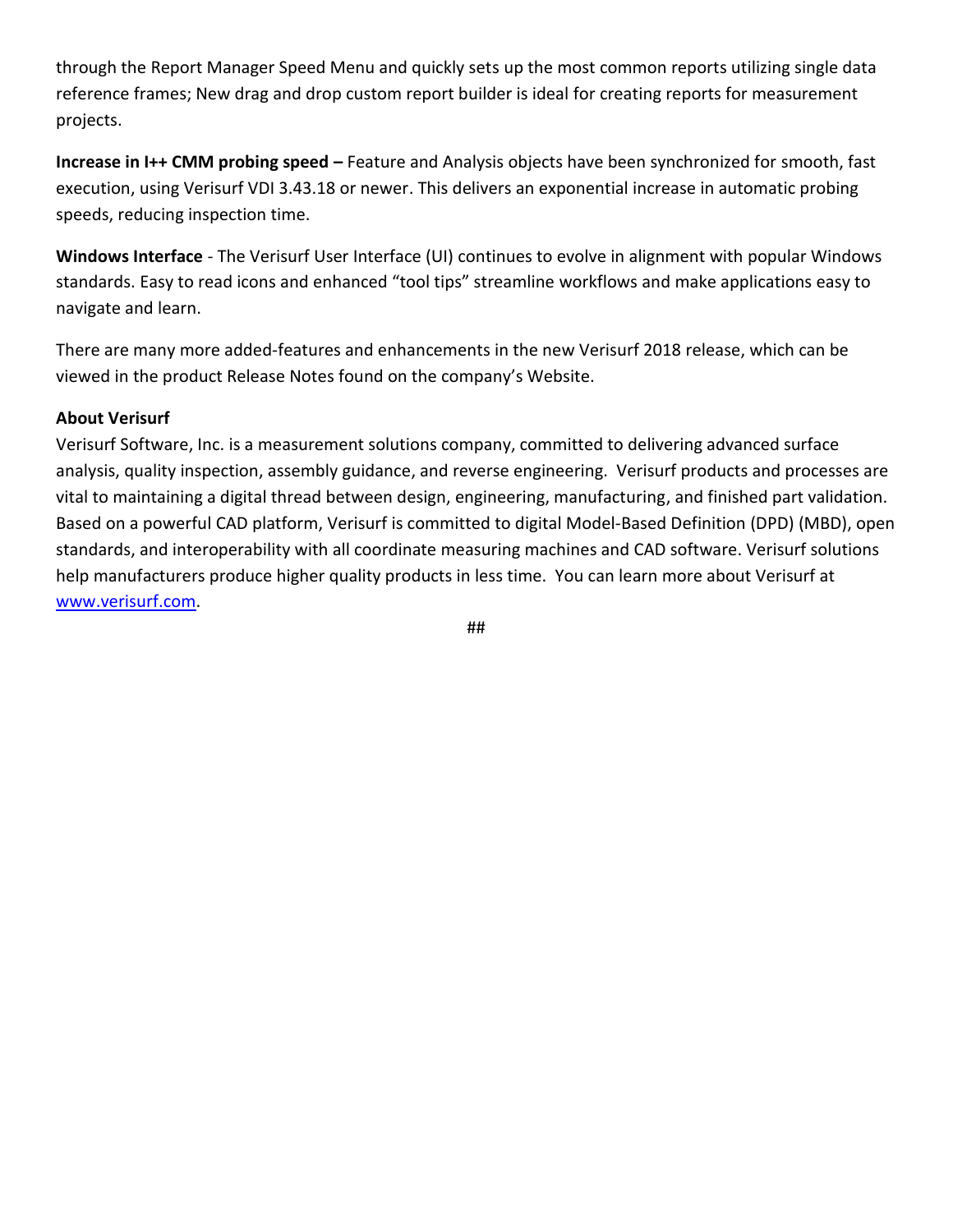through the Report Manager Speed Menu and quickly sets up the most common reports utilizing single data reference frames; New drag and drop custom report builder is ideal for creating reports for measurement projects.

**Increase in I++ CMM probing speed –** Feature and Analysis objects have been synchronized for smooth, fast execution, using Verisurf VDI 3.43.18 or newer. This delivers an exponential increase in automatic probing speeds, reducing inspection time.

**Windows Interface** - The Verisurf User Interface (UI) continues to evolve in alignment with popular Windows standards. Easy to read icons and enhanced "tool tips" streamline workflows and make applications easy to navigate and learn.

There are many more added-features and enhancements in the new Verisurf 2018 release, which can be viewed in the product Release Notes found on the company's Website.

**About Verisurf**

Verisurf Software, Inc. is a measurement solutions company, committed to delivering advanced surface analysis, quality inspection, assembly guidance, and reverse engineering. Verisurf products and processes are vital to maintaining a digital thread between design, engineering, manufacturing, and finished part validation. Based on a powerful CAD platform, Verisurf is committed to digital Model-Based Definition (DPD) (MBD), open standards, and interoperability with all coordinate measuring machines and CAD software. Verisurf solutions help manufacturers produce higher quality products in less time. You can learn more about Verisurf at [www.verisurf.com](http://www.verisurf.com).

##